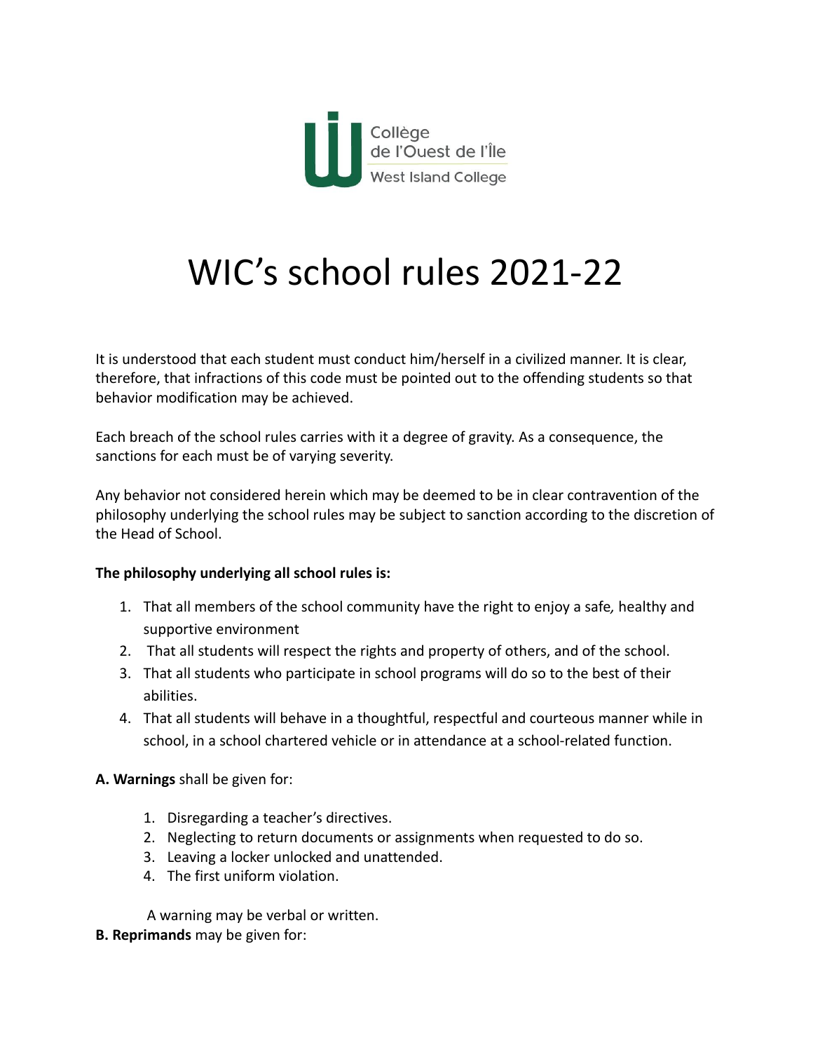Collège de l'Ouest de l'Île

West Island College

# WIC's school rules 2021-22

It is understood that each student must conduct him/herself in a civilized manner. It is clear, therefore, that infractions of this code must be pointed out to the offending students so that behavior modification may be achieved.

Each breach of the school rules carries with it a degree of gravity. As a consequence, the sanctions for each must be of varying severity.

Any behavior not considered herein which may be deemed to be in clear contravention of the philosophy underlying the school rules may be subject to sanction according to the discretion of the Head of School.

**The philosophy underlying all school rules is:**

1. That all members of the school community have the right to enjoy a safe, healthy and supportive environment
2. That all students will respect the rights and property of others, and of the school.
3. That all students who participate in school programs will do so to the best of their abilities.
4. That all students will behave in a thoughtful, respectful and courteous manner while in school, in a school chartered vehicle or in attendance at a school-related function.

**A. Warnings** shall be given for:

1. Disregarding a teacher's directives.
2. Neglecting to return documents or assignments when requested to do so.
3. Leaving a locker unlocked and unattended.
4. The first uniform violation.

A warning may be verbal or written.

**B. Reprimands** may be given for: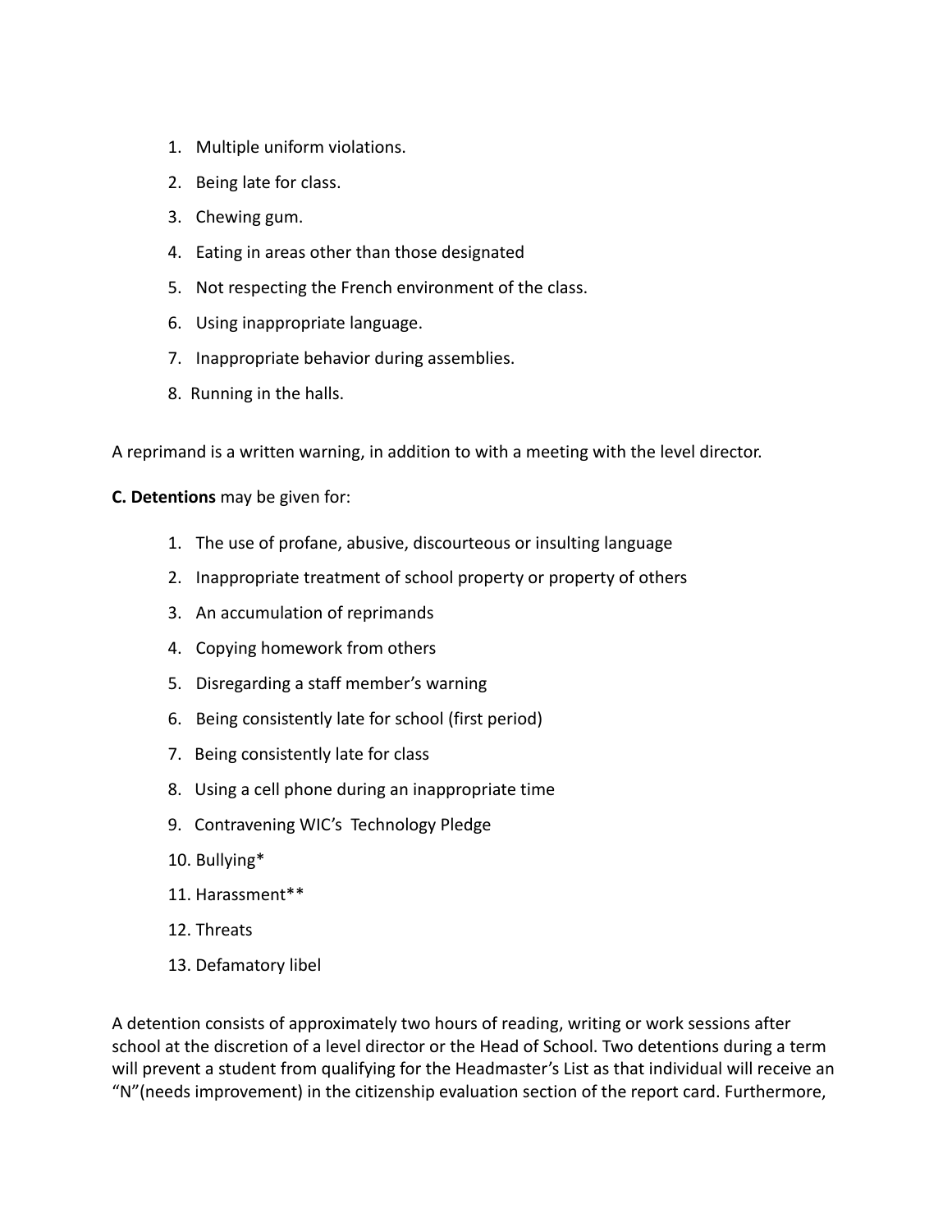1. Multiple uniform violations.
2. Being late for class.
3. Chewing gum.
4. Eating in areas other than those designated
5. Not respecting the French environment of the class.
6. Using inappropriate language.
7. Inappropriate behavior during assemblies.
8. Running in the halls.

A reprimand is a written warning, in addition to with a meeting with the level director.

**C. Detentions** may be given for:

1. The use of profane, abusive, discourteous or insulting language
2. Inappropriate treatment of school property or property of others
3. An accumulation of reprimands
4. Copying homework from others
5. Disregarding a staff member's warning
6. Being consistently late for school (first period)
7. Being consistently late for class
8. Using a cell phone during an inappropriate time
9. Contravening WIC's Technology Pledge
10. Bullying*
11. Harassment**
12. Threats
13. Defamatory libel

A detention consists of approximately two hours of reading, writing or work sessions after school at the discretion of a level director or the Head of School. Two detentions during a term will prevent a student from qualifying for the Headmaster's List as that individual will receive an "N"(needs improvement) in the citizenship evaluation section of the report card. Furthermore,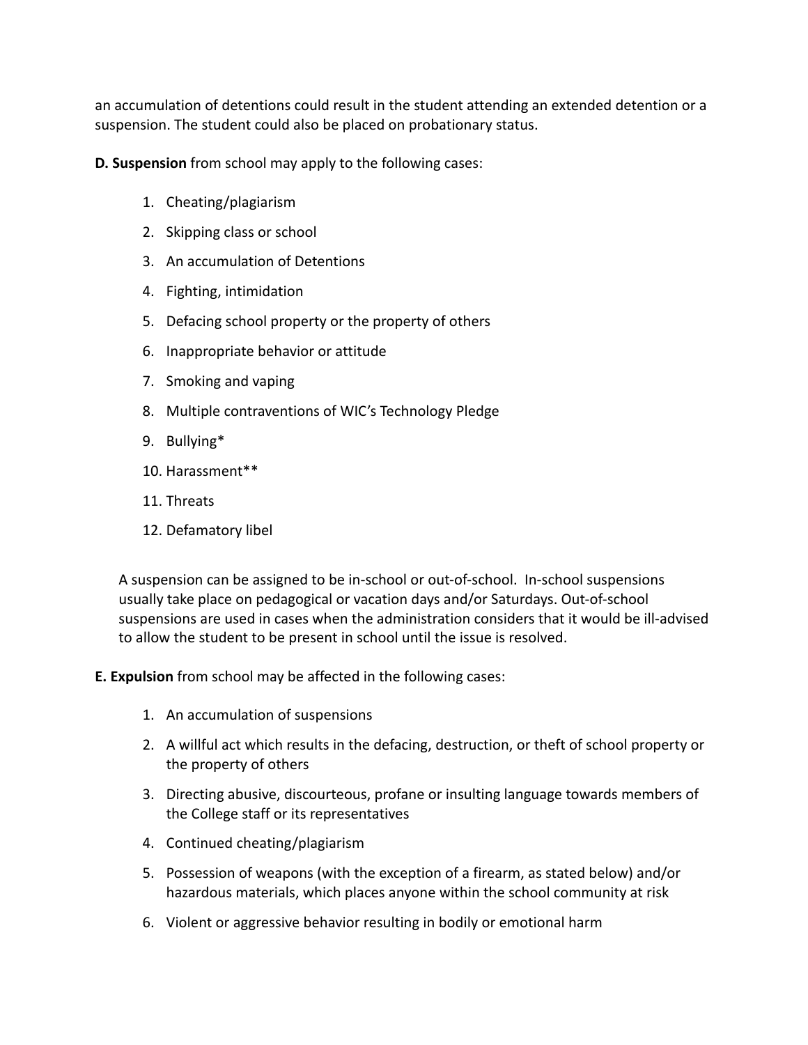an accumulation of detentions could result in the student attending an extended detention or a suspension. The student could also be placed on probationary status.

**D. Suspension** from school may apply to the following cases:

1. Cheating/plagiarism
2. Skipping class or school
3. An accumulation of Detentions
4. Fighting, intimidation
5. Defacing school property or the property of others
6. Inappropriate behavior or attitude
7. Smoking and vaping
8. Multiple contraventions of WIC's Technology Pledge
9. Bullying*
10. Harassment**
11. Threats
12. Defamatory libel

A suspension can be assigned to be in-school or out-of-school. In-school suspensions usually take place on pedagogical or vacation days and/or Saturdays. Out-of-school suspensions are used in cases when the administration considers that it would be ill-advised to allow the student to be present in school until the issue is resolved.

**E. Expulsion** from school may be affected in the following cases:

1. An accumulation of suspensions
2. A willful act which results in the defacing, destruction, or theft of school property or the property of others
3. Directing abusive, discourteous, profane or insulting language towards members of the College staff or its representatives
4. Continued cheating/plagiarism
5. Possession of weapons (with the exception of a firearm, as stated below) and/or hazardous materials, which places anyone within the school community at risk
6. Violent or aggressive behavior resulting in bodily or emotional harm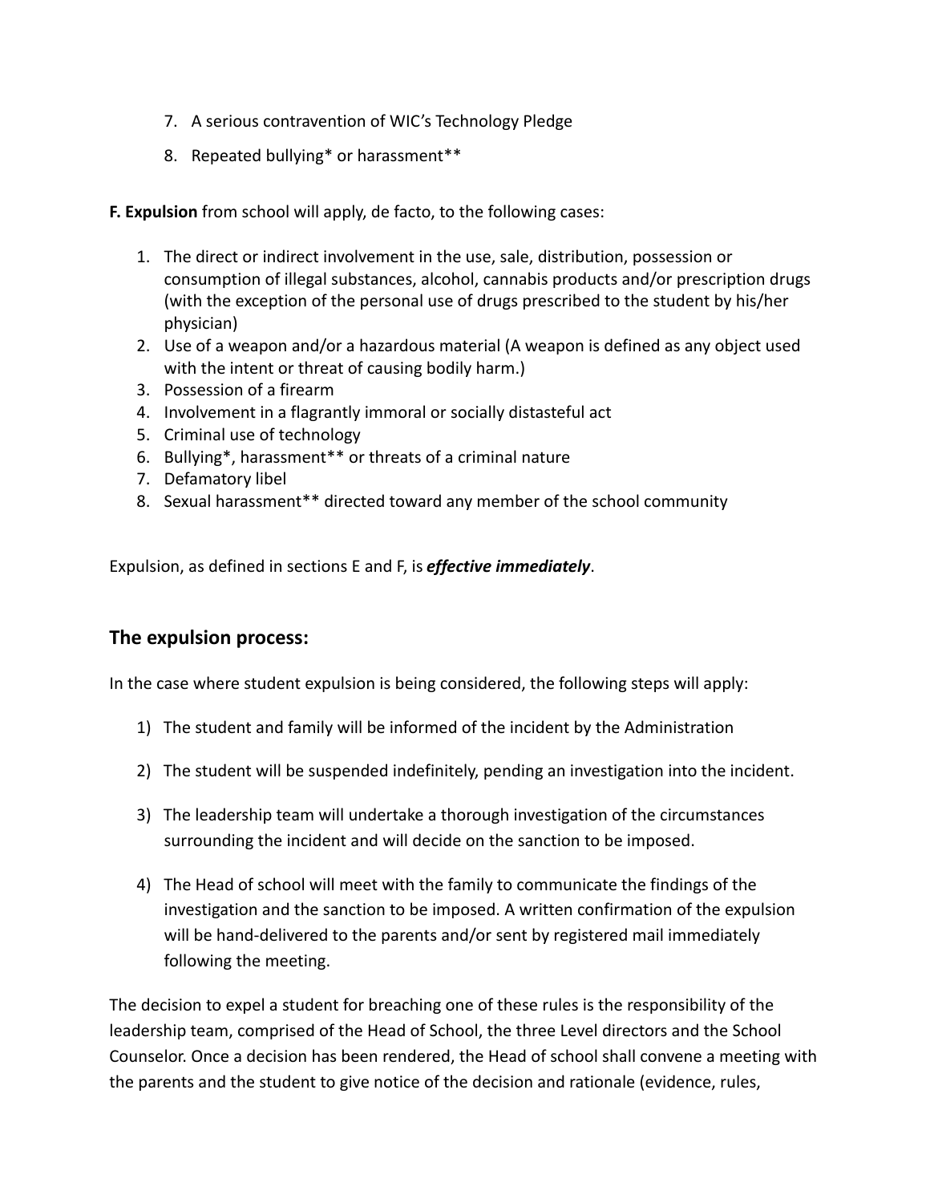7. A serious contravention of WIC's Technology Pledge
8. Repeated bullying* or harassment**

**F. Expulsion** from school will apply, de facto, to the following cases:

1. The direct or indirect involvement in the use, sale, distribution, possession or consumption of illegal substances, alcohol, cannabis products and/or prescription drugs (with the exception of the personal use of drugs prescribed to the student by his/her physician)
2. Use of a weapon and/or a hazardous material (A weapon is defined as any object used with the intent or threat of causing bodily harm.)
3. Possession of a firearm
4. Involvement in a flagrantly immoral or socially distasteful act
5. Criminal use of technology
6. Bullying*, harassment** or threats of a criminal nature
7. Defamatory libel
8. Sexual harassment** directed toward any member of the school community

Expulsion, as defined in sections E and F, is ***effective immediately***.

## The expulsion process:

In the case where student expulsion is being considered, the following steps will apply:

1) The student and family will be informed of the incident by the Administration

2) The student will be suspended indefinitely, pending an investigation into the incident.

3) The leadership team will undertake a thorough investigation of the circumstances surrounding the incident and will decide on the sanction to be imposed.

4) The Head of school will meet with the family to communicate the findings of the investigation and the sanction to be imposed. A written confirmation of the expulsion will be hand-delivered to the parents and/or sent by registered mail immediately following the meeting.

The decision to expel a student for breaching one of these rules is the responsibility of the leadership team, comprised of the Head of School, the three Level directors and the School Counselor. Once a decision has been rendered, the Head of school shall convene a meeting with the parents and the student to give notice of the decision and rationale (evidence, rules,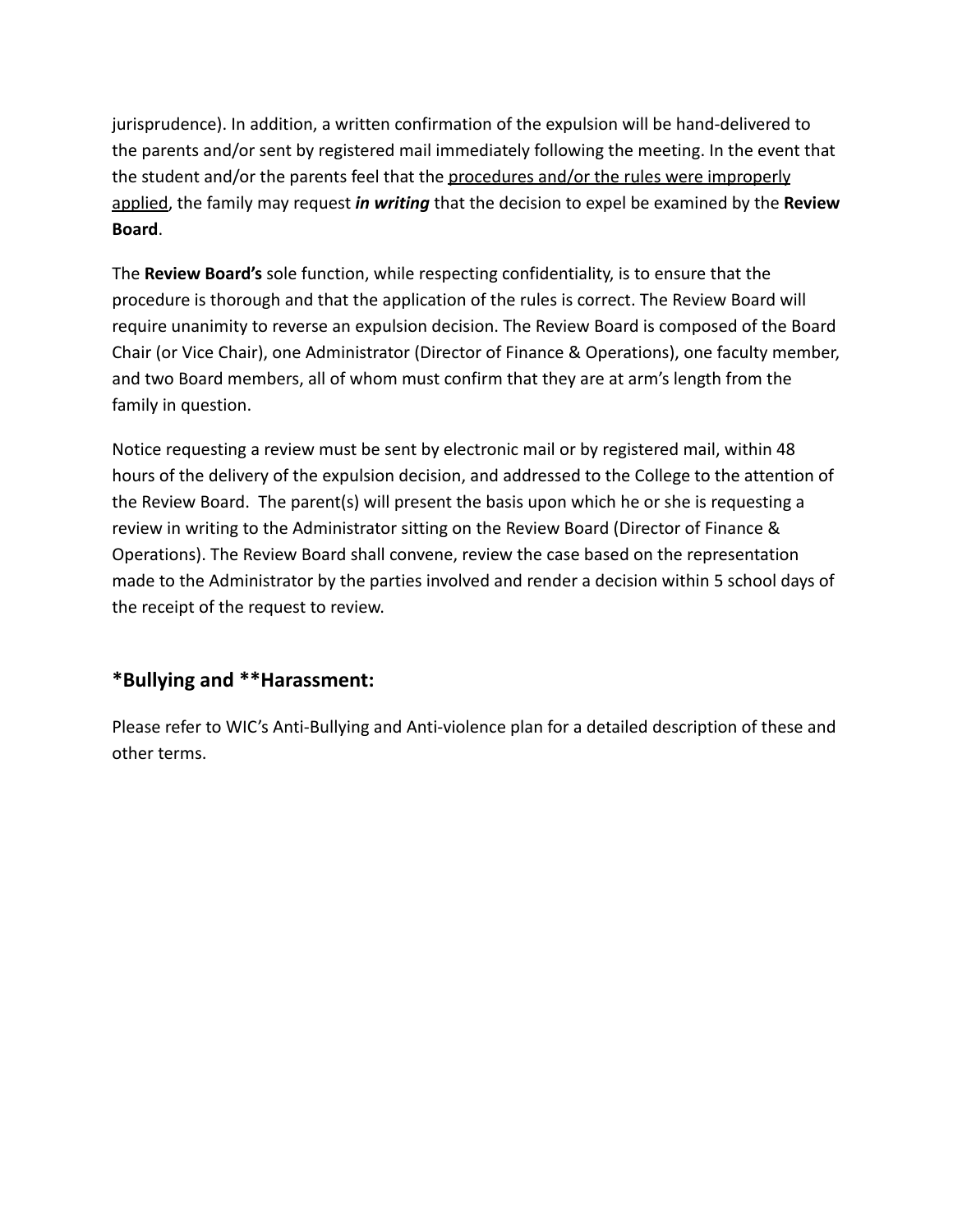jurisprudence). In addition, a written confirmation of the expulsion will be hand-delivered to the parents and/or sent by registered mail immediately following the meeting. In the event that the student and/or the parents feel that the <u>procedures and/or the rules were improperly applied</u>, the family may request ***in writing*** that the decision to expel be examined by the **Review Board**.

The **Review Board's** sole function, while respecting confidentiality, is to ensure that the procedure is thorough and that the application of the rules is correct. The Review Board will require unanimity to reverse an expulsion decision. The Review Board is composed of the Board Chair (or Vice Chair), one Administrator (Director of Finance & Operations), one faculty member, and two Board members, all of whom must confirm that they are at arm's length from the family in question.

Notice requesting a review must be sent by electronic mail or by registered mail, within 48 hours of the delivery of the expulsion decision, and addressed to the College to the attention of the Review Board. The parent(s) will present the basis upon which he or she is requesting a review in writing to the Administrator sitting on the Review Board (Director of Finance & Operations). The Review Board shall convene, review the case based on the representation made to the Administrator by the parties involved and render a decision within 5 school days of the receipt of the request to review.

## *Bullying and **Harassment:

Please refer to WIC's Anti-Bullying and Anti-violence plan for a detailed description of these and other terms.